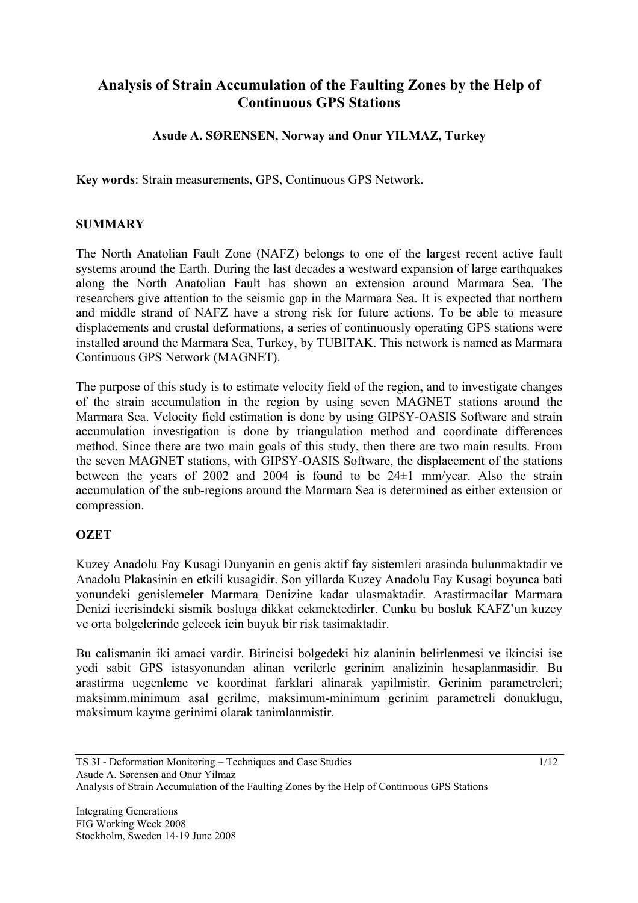# Analysis of Strain Accumulation of the Faulting Zones by the Help of Continuous GPS Stations

**Asude A. SØRENSEN, Norway and Onur YILMAZ, Turkey**

**Key words**: Strain measurements, GPS, Continuous GPS Network.

## SUMMARY

The North Anatolian Fault Zone (NAFZ) belongs to one of the largest recent active fault systems around the Earth. During the last decades a westward expansion of large earthquakes along the North Anatolian Fault has shown an extension around Marmara Sea. The researchers give attention to the seismic gap in the Marmara Sea. It is expected that northern and middle strand of NAFZ have a strong risk for future actions. To be able to measure displacements and crustal deformations, a series of continuously operating GPS stations were installed around the Marmara Sea, Turkey, by TUBITAK. This network is named as Marmara Continuous GPS Network (MAGNET).

The purpose of this study is to estimate velocity field of the region, and to investigate changes of the strain accumulation in the region by using seven MAGNET stations around the Marmara Sea. Velocity field estimation is done by using GIPSY-OASIS Software and strain accumulation investigation is done by triangulation method and coordinate differences method. Since there are two main goals of this study, then there are two main results. From the seven MAGNET stations, with GIPSY-OASIS Software, the displacement of the stations between the years of 2002 and 2004 is found to be 24±1 mm/year. Also the strain accumulation of the sub-regions around the Marmara Sea is determined as either extension or compression.

## OZET

Kuzey Anadolu Fay Kusagi Dunyanin en genis aktif fay sistemleri arasinda bulunmaktadir ve Anadolu Plakasinin en etkili kusagidir. Son yillarda Kuzey Anadolu Fay Kusagi boyunca bati yonundeki genislemeler Marmara Denizine kadar ulasmaktadir. Arastirmacilar Marmara Denizi icerisindeki sismik bosluga dikkat cekmektedirler. Cunku bu bosluk KAFZ'un kuzey ve orta bolgelerinde gelecek icin buyuk bir risk tasimaktadir.

Bu calismanin iki amaci vardir. Birincisi bolgedeki hiz alaninin belirlenmesi ve ikincisi ise yedi sabit GPS istasyonundan alinan verilerle gerinim analizinin hesaplanmasidir. Bu arastirma ucgenleme ve koordinat farklari alinarak yapilmistir. Gerinim parametreleri; maksimm.minimum asal gerilme, maksimum-minimum gerinim parametreli donuklugu, maksimum kayme gerinimi olarak tanimlanmistir.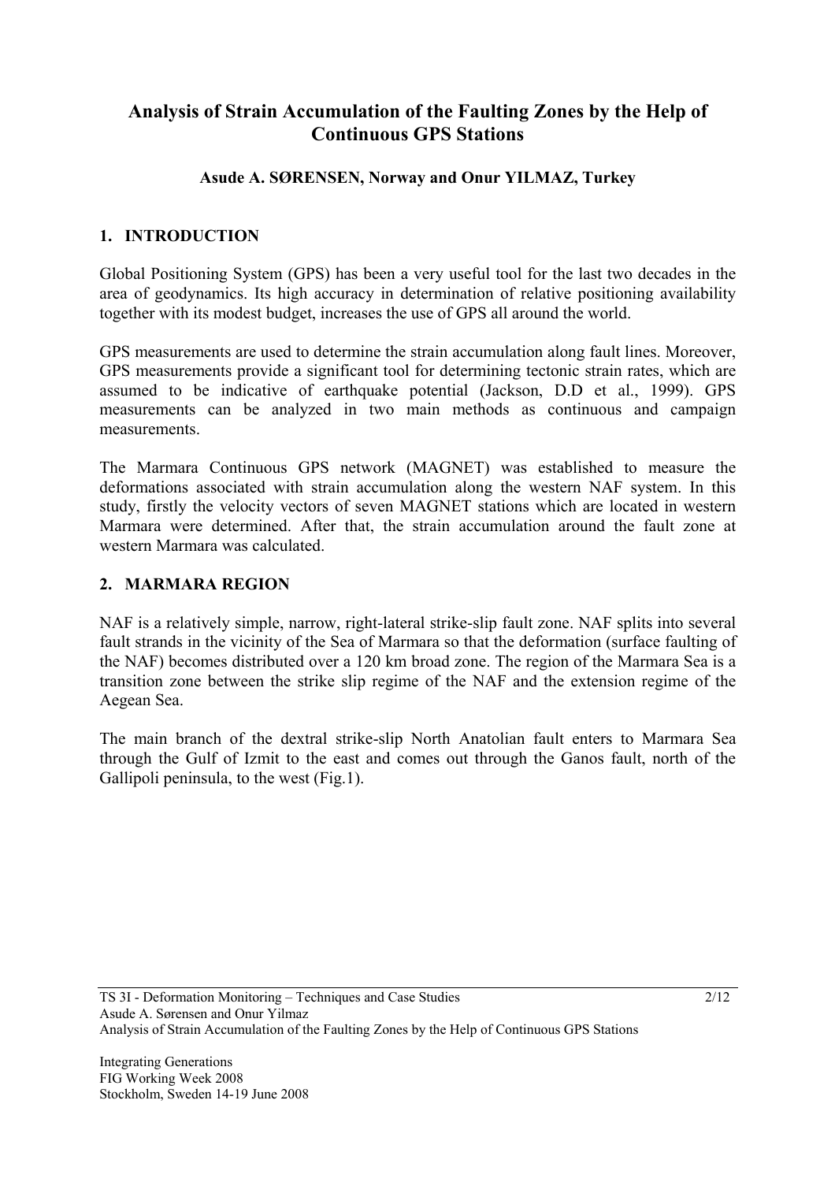# Analysis of Strain Accumulation of the Faulting Zones by the Help of Continuous GPS Stations

**Asude A. SØRENSEN, Norway and Onur YILMAZ, Turkey**

## 1. INTRODUCTION

Global Positioning System (GPS) has been a very useful tool for the last two decades in the area of geodynamics. Its high accuracy in determination of relative positioning availability together with its modest budget, increases the use of GPS all around the world.

GPS measurements are used to determine the strain accumulation along fault lines. Moreover, GPS measurements provide a significant tool for determining tectonic strain rates, which are assumed to be indicative of earthquake potential (Jackson, D.D et al., 1999). GPS measurements can be analyzed in two main methods as continuous and campaign measurements.

The Marmara Continuous GPS network (MAGNET) was established to measure the deformations associated with strain accumulation along the western NAF system. In this study, firstly the velocity vectors of seven MAGNET stations which are located in western Marmara were determined. After that, the strain accumulation around the fault zone at western Marmara was calculated.

## 2. MARMARA REGION

NAF is a relatively simple, narrow, right-lateral strike-slip fault zone. NAF splits into several fault strands in the vicinity of the Sea of Marmara so that the deformation (surface faulting of the NAF) becomes distributed over a 120 km broad zone. The region of the Marmara Sea is a transition zone between the strike slip regime of the NAF and the extension regime of the Aegean Sea.

The main branch of the dextral strike-slip North Anatolian fault enters to Marmara Sea through the Gulf of Izmit to the east and comes out through the Ganos fault, north of the Gallipoli peninsula, to the west (Fig.1).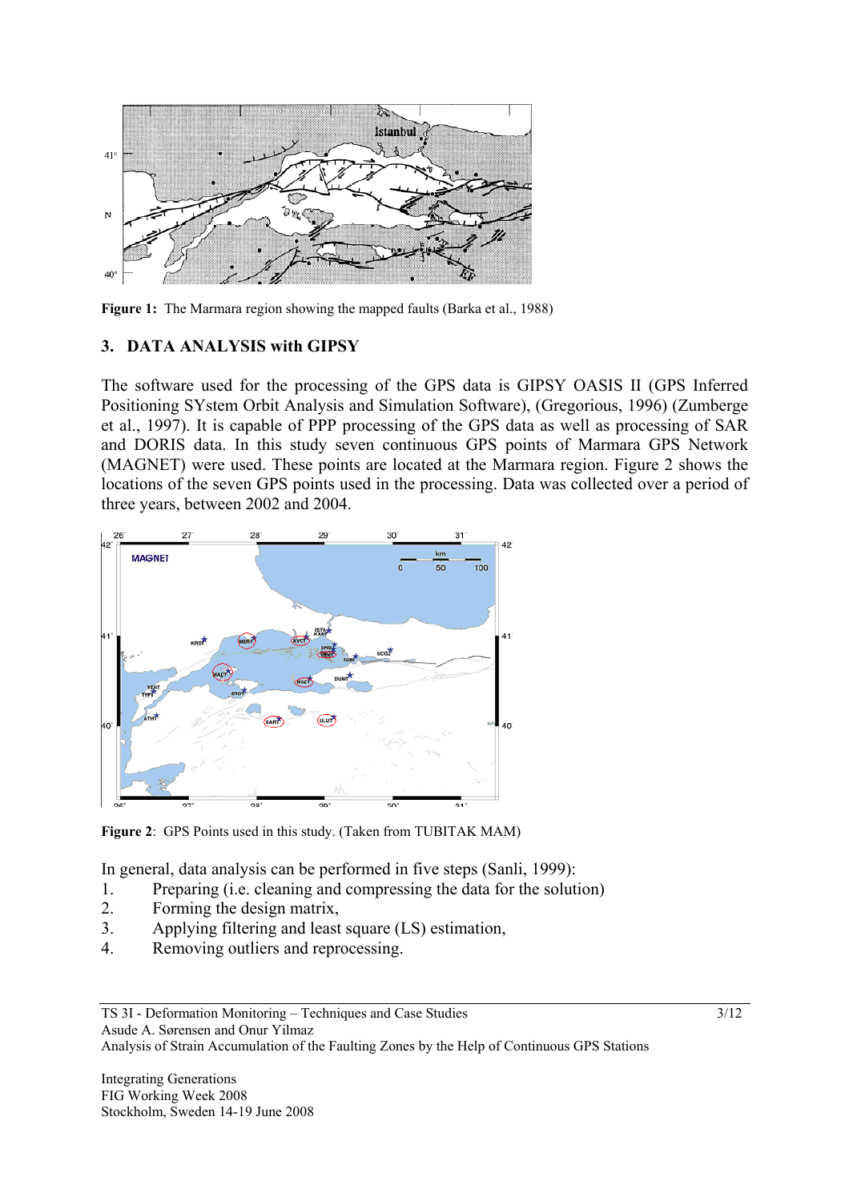**Figure 1:** The Marmara region showing the mapped faults (Barka et al., 1988)

## 3. DATA ANALYSIS with GIPSY

The software used for the processing of the GPS data is GIPSY OASIS II (GPS Inferred Positioning SYstem Orbit Analysis and Simulation Software), (Gregorious, 1996) (Zumberge et al., 1997). It is capable of PPP processing of the GPS data as well as processing of SAR and DORIS data. In this study seven continuous GPS points of Marmara GPS Network (MAGNET) were used. These points are located at the Marmara region. Figure 2 shows the locations of the seven GPS points used in the processing. Data was collected over a period of three years, between 2002 and 2004.

**Figure 2**: GPS Points used in this study. (Taken from TUBITAK MAM)

In general, data analysis can be performed in five steps (Sanli, 1999):

1. Preparing (i.e. cleaning and compressing the data for the solution)
2. Forming the design matrix,
3. Applying filtering and least square (LS) estimation,
4. Removing outliers and reprocessing.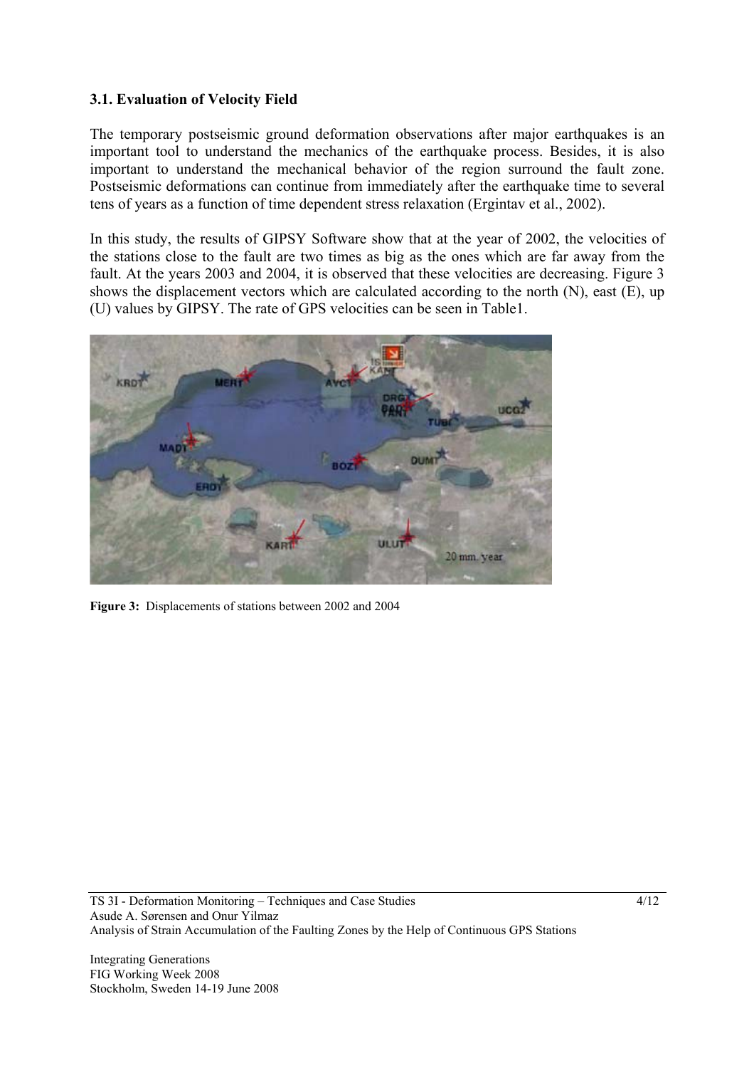### 3.1. Evaluation of Velocity Field

The temporary postseismic ground deformation observations after major earthquakes is an important tool to understand the mechanics of the earthquake process. Besides, it is also important to understand the mechanical behavior of the region surround the fault zone. Postseismic deformations can continue from immediately after the earthquake time to several tens of years as a function of time dependent stress relaxation (Ergintav et al., 2002).

In this study, the results of GIPSY Software show that at the year of 2002, the velocities of the stations close to the fault are two times as big as the ones which are far away from the fault. At the years 2003 and 2004, it is observed that these velocities are decreasing. Figure 3 shows the displacement vectors which are calculated according to the north (N), east (E), up (U) values by GIPSY. The rate of GPS velocities can be seen in Table1.

**Figure 3:** Displacements of stations between 2002 and 2004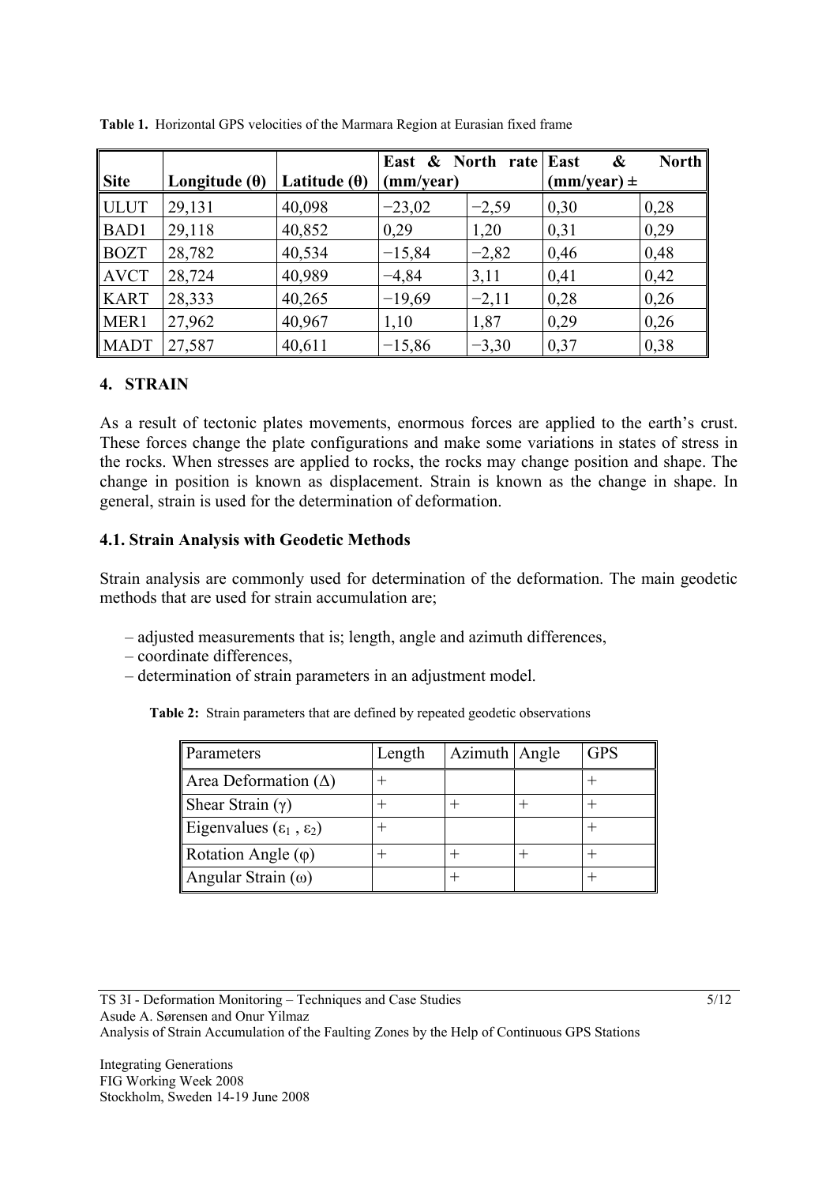**Table 1.** Horizontal GPS velocities of the Marmara Region at Eurasian fixed frame

| Site | Longitude (θ) | Latitude (θ) | East & North rate (mm/year) | | East & North (mm/year) ± | |
|---|---|---|---|---|---|---|
| ULUT | 29,131 | 40,098 | −23,02 | −2,59 | 0,30 | 0,28 |
| BAD1 | 29,118 | 40,852 | 0,29 | 1,20 | 0,31 | 0,29 |
| BOZT | 28,782 | 40,534 | −15,84 | −2,82 | 0,46 | 0,48 |
| AVCT | 28,724 | 40,989 | −4,84 | 3,11 | 0,41 | 0,42 |
| KART | 28,333 | 40,265 | −19,69 | −2,11 | 0,28 | 0,26 |
| MER1 | 27,962 | 40,967 | 1,10 | 1,87 | 0,29 | 0,26 |
| MADT | 27,587 | 40,611 | −15,86 | −3,30 | 0,37 | 0,38 |

## 4. STRAIN

As a result of tectonic plates movements, enormous forces are applied to the earth's crust. These forces change the plate configurations and make some variations in states of stress in the rocks. When stresses are applied to rocks, the rocks may change position and shape. The change in position is known as displacement. Strain is known as the change in shape. In general, strain is used for the determination of deformation.

### 4.1. Strain Analysis with Geodetic Methods

Strain analysis are commonly used for determination of the deformation. The main geodetic methods that are used for strain accumulation are;

– adjusted measurements that is; length, angle and azimuth differences,
– coordinate differences,
– determination of strain parameters in an adjustment model.

**Table 2:** Strain parameters that are defined by repeated geodetic observations

| Parameters | Length | Azimuth | Angle | GPS |
|---|---|---|---|---|
| Area Deformation ($\Delta$) | + | | | + |
| Shear Strain ($\gamma$) | + | + | + | + |
| Eigenvalues ($\varepsilon_1$ , $\varepsilon_2$) | + | | | + |
| Rotation Angle ($\varphi$) | + | + | + | + |
| Angular Strain ($\omega$) | | + | | + |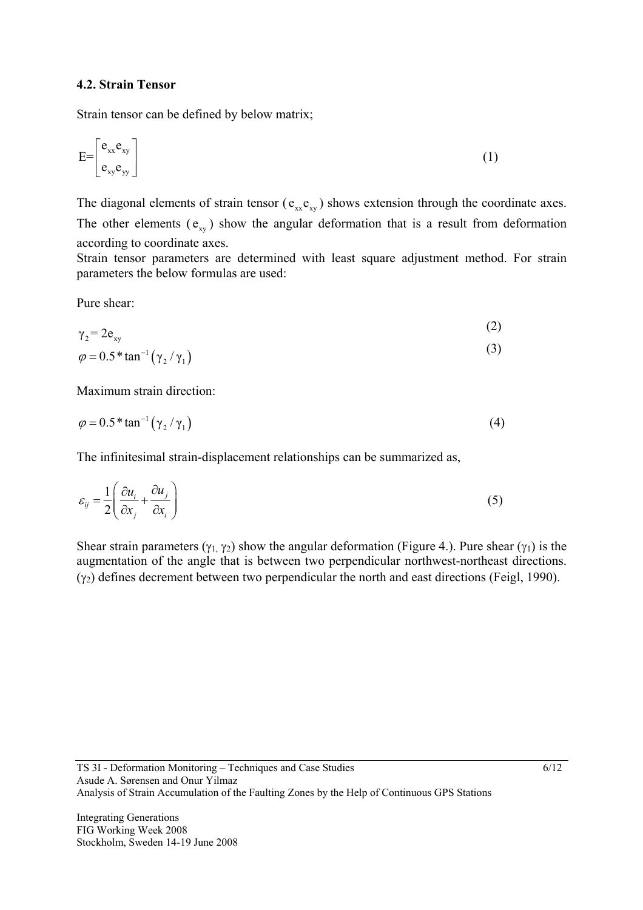### 4.2. Strain Tensor

Strain tensor can be defined by below matrix;

$$E=\begin{bmatrix} e_{xx} e_{xy} \\ e_{xy} e_{yy} \end{bmatrix} \tag{1}$$

The diagonal elements of strain tensor ( $e_{xx} e_{xy}$ ) shows extension through the coordinate axes. The other elements ( $e_{xy}$ ) show the angular deformation that is a result from deformation according to coordinate axes.

Strain tensor parameters are determined with least square adjustment method. For strain parameters the below formulas are used:

Pure shear:

$$\gamma_2 = 2e_{xy} \tag{2}$$

$$\varphi = 0.5 * \tan^{-1}(\gamma_2 / \gamma_1) \tag{3}$$

Maximum strain direction:

$$\varphi = 0.5 * \tan^{-1}(\gamma_2 / \gamma_1) \tag{4}$$

The infinitesimal strain-displacement relationships can be summarized as,

$$\varepsilon_{ij} = \frac{1}{2}\left(\frac{\partial u_i}{\partial x_j} + \frac{\partial u_j}{\partial x_i}\right) \tag{5}$$

Shear strain parameters ($\gamma_1$, $\gamma_2$) show the angular deformation (Figure 4.). Pure shear ($\gamma_1$) is the augmentation of the angle that is between two perpendicular northwest-northeast directions. ($\gamma_2$) defines decrement between two perpendicular the north and east directions (Feigl, 1990).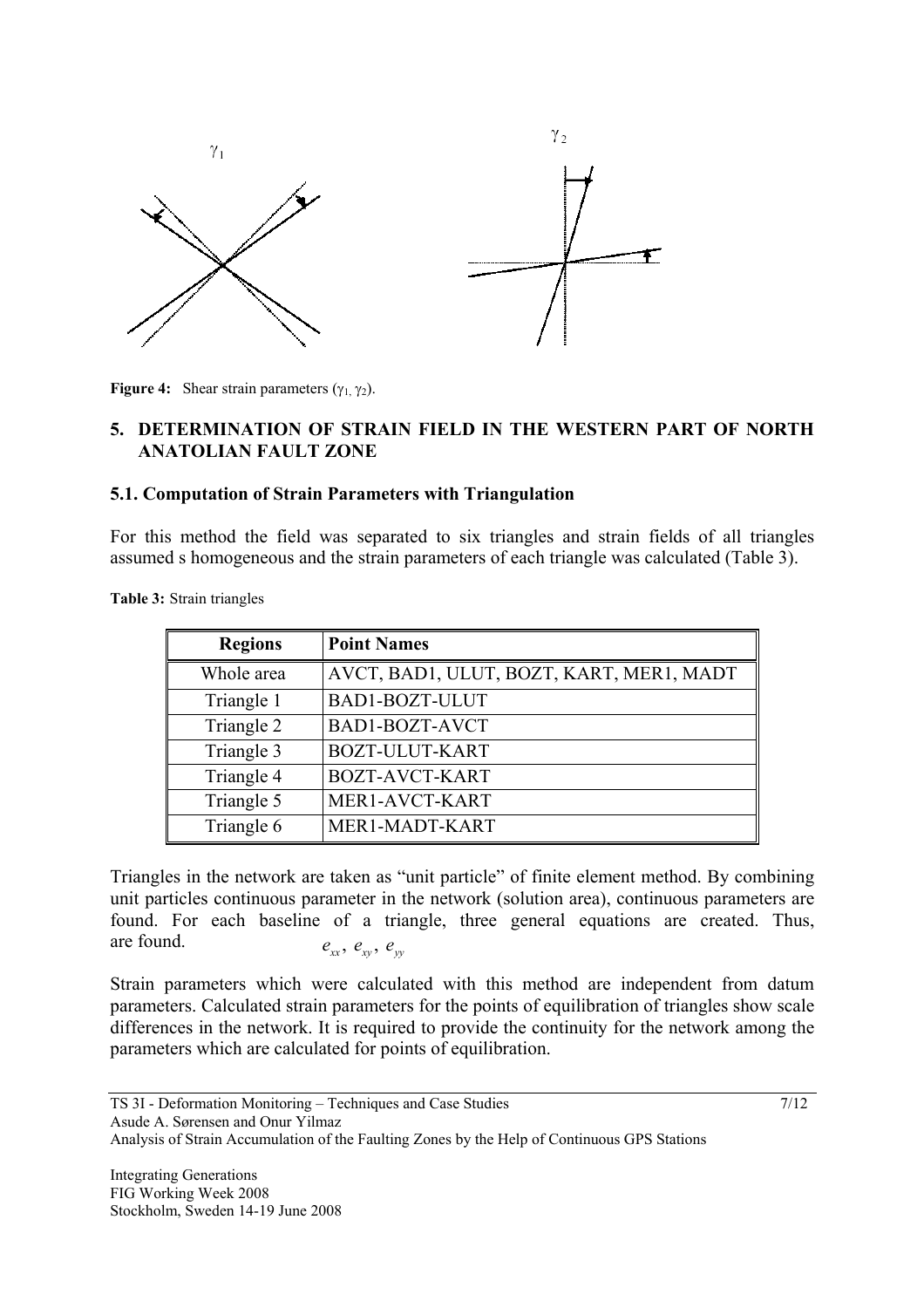**Figure 4:** Shear strain parameters ($\gamma_1$, $\gamma_2$).

## 5. DETERMINATION OF STRAIN FIELD IN THE WESTERN PART OF NORTH ANATOLIAN FAULT ZONE

### 5.1. Computation of Strain Parameters with Triangulation

For this method the field was separated to six triangles and strain fields of all triangles assumed s homogeneous and the strain parameters of each triangle was calculated (Table 3).

**Table 3:** Strain triangles

| Regions | Point Names |
|---|---|
| Whole area | AVCT, BAD1, ULUT, BOZT, KART, MER1, MADT |
| Triangle 1 | BAD1-BOZT-ULUT |
| Triangle 2 | BAD1-BOZT-AVCT |
| Triangle 3 | BOZT-ULUT-KART |
| Triangle 4 | BOZT-AVCT-KART |
| Triangle 5 | MER1-AVCT-KART |
| Triangle 6 | MER1-MADT-KART |

Triangles in the network are taken as "unit particle" of finite element method. By combining unit particles continuous parameter in the network (solution area), continuous parameters are found. For each baseline of a triangle, three general equations are created. Thus, $e_{xx}$, $e_{xy}$, $e_{yy}$ are found.

Strain parameters which were calculated with this method are independent from datum parameters. Calculated strain parameters for the points of equilibration of triangles show scale differences in the network. It is required to provide the continuity for the network among the parameters which are calculated for points of equilibration.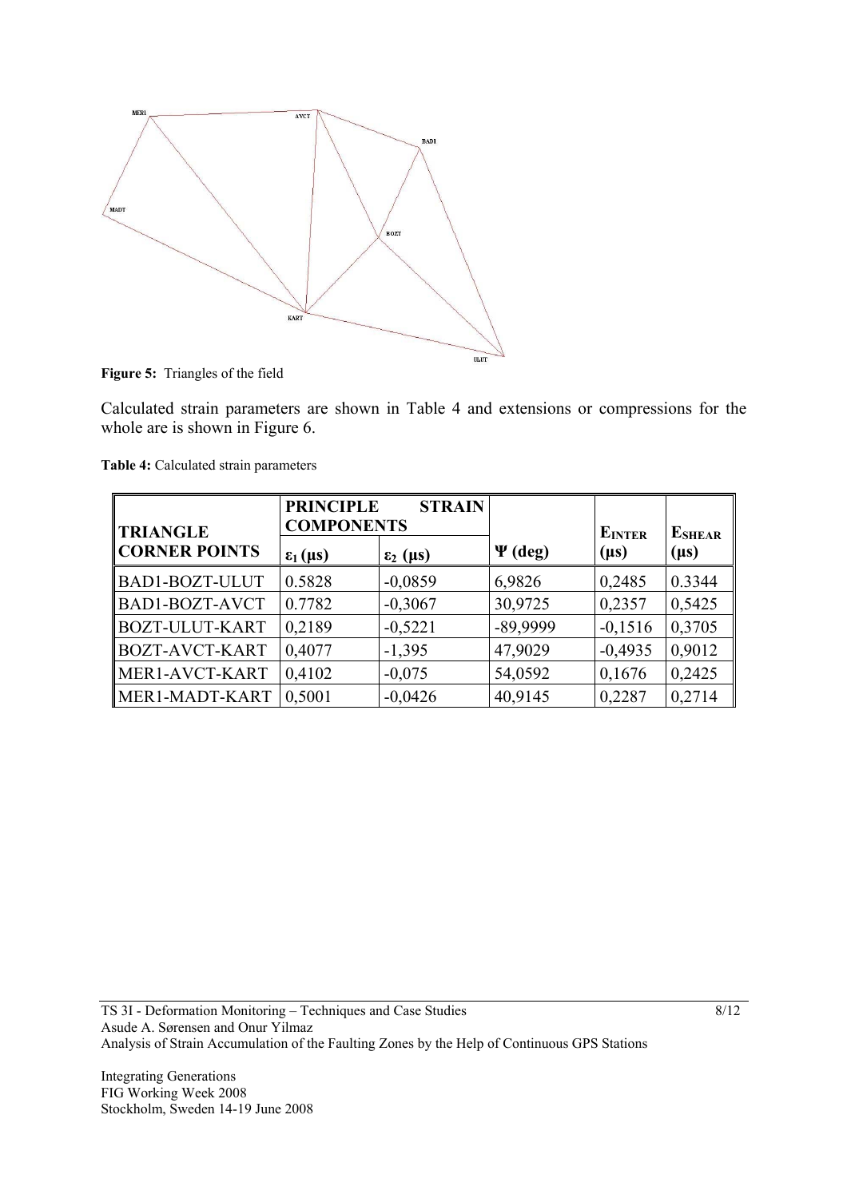Figure 5: Triangles of the field

Calculated strain parameters are shown in Table 4 and extensions or compressions for the whole are is shown in Figure 6.

**Table 4:** Calculated strain parameters

| TRIANGLE CORNER POINTS | PRINCIPLE STRAIN COMPONENTS | | $\Psi$ (deg) | $E_{INTER}$ (μs) | $E_{SHEAR}$ (μs) |
|---|---|---|---|---|---|
| | $\varepsilon_1$ (μs) | $\varepsilon_2$ (μs) | | | |
| BAD1-BOZT-ULUT | 0.5828 | -0,0859 | 6,9826 | 0,2485 | 0.3344 |
| BAD1-BOZT-AVCT | 0.7782 | -0,3067 | 30,9725 | 0,2357 | 0,5425 |
| BOZT-ULUT-KART | 0,2189 | -0,5221 | -89,9999 | -0,1516 | 0,3705 |
| BOZT-AVCT-KART | 0,4077 | -1,395 | 47,9029 | -0,4935 | 0,9012 |
| MER1-AVCT-KART | 0,4102 | -0,075 | 54,0592 | 0,1676 | 0,2425 |
| MER1-MADT-KART | 0,5001 | -0,0426 | 40,9145 | 0,2287 | 0,2714 |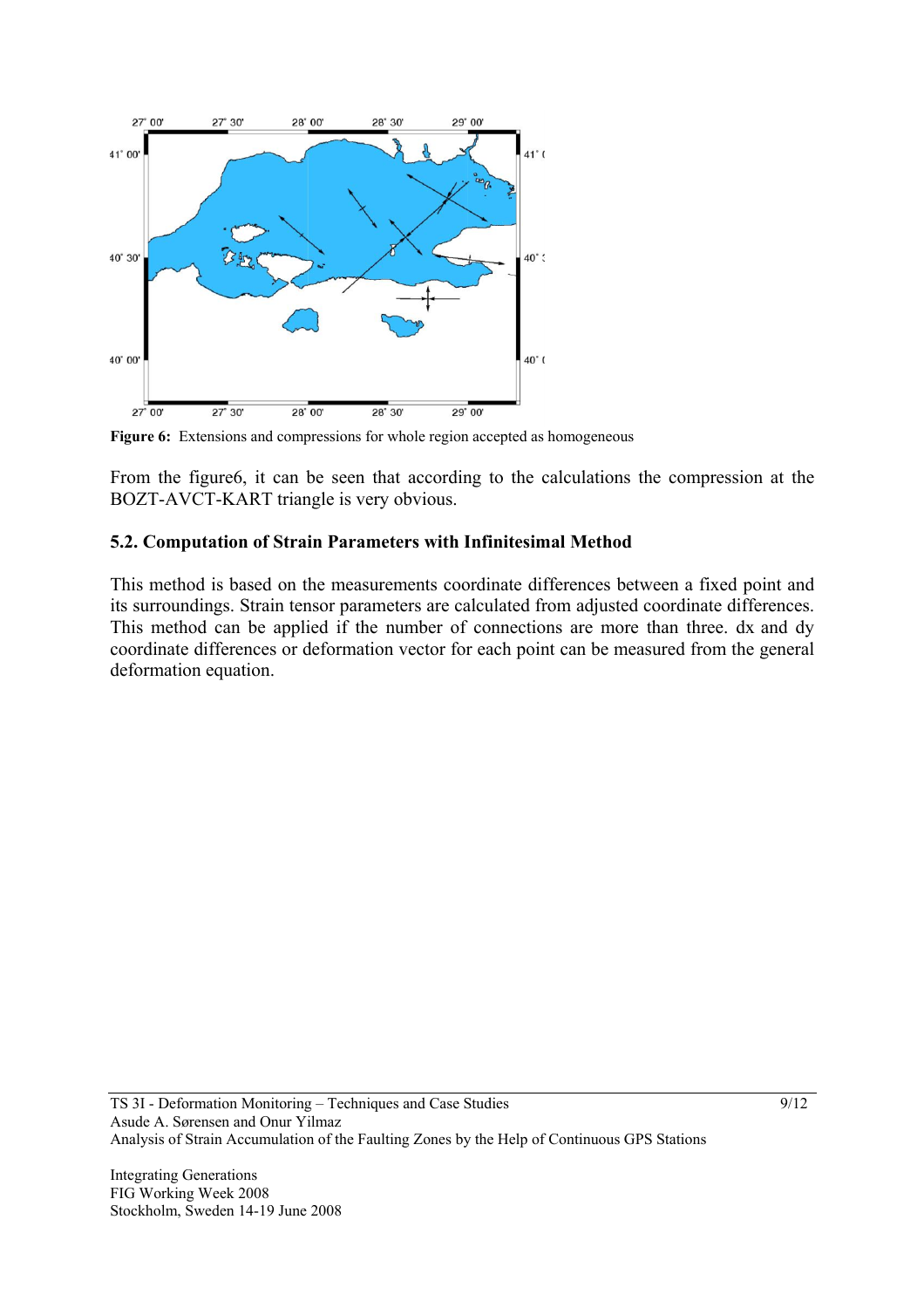**Figure 6:** Extensions and compressions for whole region accepted as homogeneous

From the figure6, it can be seen that according to the calculations the compression at the BOZT-AVCT-KART triangle is very obvious.

### 5.2. Computation of Strain Parameters with Infinitesimal Method

This method is based on the measurements coordinate differences between a fixed point and its surroundings. Strain tensor parameters are calculated from adjusted coordinate differences. This method can be applied if the number of connections are more than three. dx and dy coordinate differences or deformation vector for each point can be measured from the general deformation equation.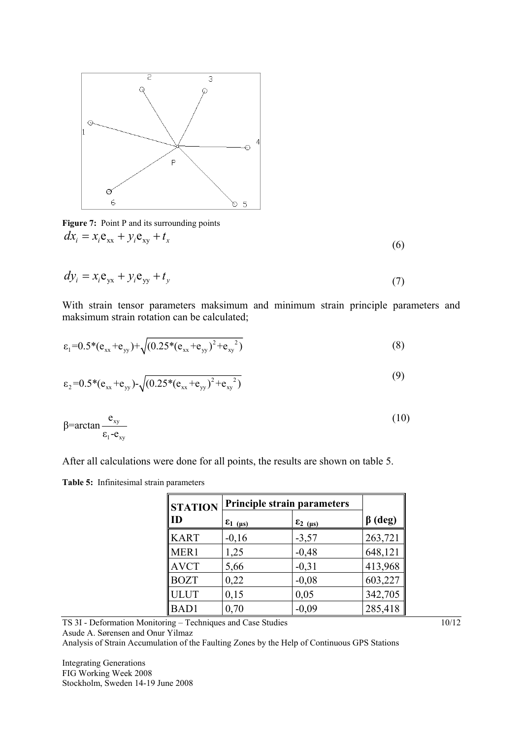**Figure 7:** Point P and its surrounding points

$$dx_i = x_i e_{xx} + y_i e_{xy} + t_x \quad (6)$$

$$dy_i = x_i e_{yx} + y_i e_{yy} + t_y \quad (7)$$

With strain tensor parameters maksimum and minimum strain principle parameters and maksimum strain rotation can be calculated;

$$\varepsilon_1 = 0.5*(e_{xx} + e_{yy}) + \sqrt{(0.25*(e_{xx} + e_{yy})^2 + e_{xy}^2)} \quad (8)$$

$$\varepsilon_2 = 0.5*(e_{xx} + e_{yy}) - \sqrt{(0.25*(e_{xx} + e_{yy})^2 + e_{xy}^2)} \quad (9)$$

$$\beta = \arctan \frac{e_{xy}}{\varepsilon_1 - e_{xy}} \quad (10)$$

After all calculations were done for all points, the results are shown on table 5.

**Table 5:** Infinitesimal strain parameters

| STATION ID | Principle strain parameters | | |
|---|---|---|---|
| | $\varepsilon_1$ (μs) | $\varepsilon_2$ (μs) | β (deg) |
| KART | -0,16 | -3,57 | 263,721 |
| MER1 | 1,25 | -0,48 | 648,121 |
| AVCT | 5,66 | -0,31 | 413,968 |
| BOZT | 0,22 | -0,08 | 603,227 |
| ULUT | 0,15 | 0,05 | 342,705 |
| BAD1 | 0,70 | -0,09 | 285,418 |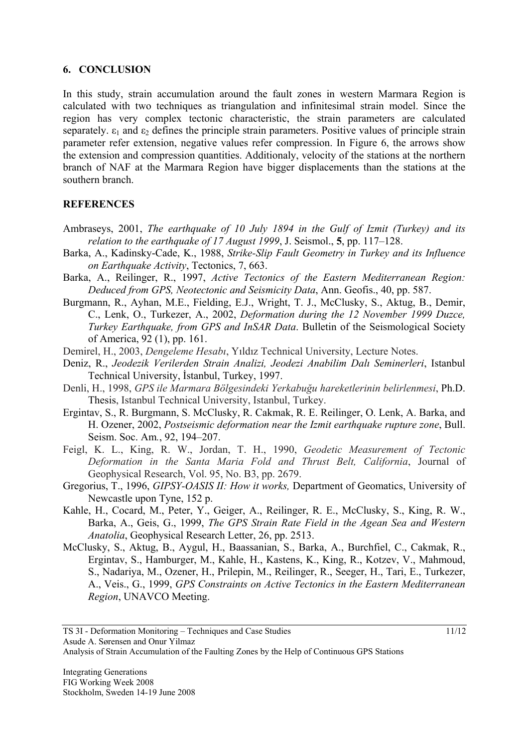## 6. CONCLUSION

In this study, strain accumulation around the fault zones in western Marmara Region is calculated with two techniques as triangulation and infinitesimal strain model. Since the region has very complex tectonic characteristic, the strain parameters are calculated separately. $\varepsilon_1$ and $\varepsilon_2$ defines the principle strain parameters. Positive values of principle strain parameter refer extension, negative values refer compression. In Figure 6, the arrows show the extension and compression quantities. Additionaly, velocity of the stations at the northern branch of NAF at the Marmara Region have bigger displacements than the stations at the southern branch.

## REFERENCES

Ambraseys, 2001, *The earthquake of 10 July 1894 in the Gulf of Izmit (Turkey) and its relation to the earthquake of 17 August 1999*, J. Seismol., **5**, pp. 117–128.

Barka, A., Kadinsky-Cade, K., 1988, *Strike-Slip Fault Geometry in Turkey and its Influence on Earthquake Activity*, Tectonics, 7, 663.

Barka, A., Reilinger, R., 1997, *Active Tectonics of the Eastern Mediterranean Region: Deduced from GPS, Neotectonic and Seismicity Data*, Ann. Geofis., 40, pp. 587.

Burgmann, R., Ayhan, M.E., Fielding, E.J., Wright, T. J., McClusky, S., Aktug, B., Demir, C., Lenk, O., Turkezer, A., 2002, *Deformation during the 12 November 1999 Duzce, Turkey Earthquake, from GPS and InSAR Data*. Bulletin of the Seismological Society of America, 92 (1), pp. 161.

Demirel, H., 2003, *Dengeleme Hesabı*, Yıldız Technical University, Lecture Notes.

Deniz, R., *Jeodezik Verilerden Strain Analizi, Jeodezi Anabilim Dalı Seminerleri*, Istanbul Technical University, İstanbul, Turkey, 1997.

Denli, H., 1998, *GPS ile Marmara Bölgesindeki Yerkabuğu hareketlerinin belirlenmesi*, Ph.D. Thesis, Istanbul Technical University, Istanbul, Turkey.

Ergintav, S., R. Burgmann, S. McClusky, R. Cakmak, R. E. Reilinger, O. Lenk, A. Barka, and H. Ozener, 2002, *Postseismic deformation near the Izmit earthquake rupture zone*, Bull. Seism. Soc. Am., 92, 194–207.

Feigl, K. L., King, R. W., Jordan, T. H., 1990, *Geodetic Measurement of Tectonic Deformation in the Santa Maria Fold and Thrust Belt, California*, Journal of Geophysical Research, Vol. 95, No. B3, pp. 2679.

Gregorius, T., 1996, *GIPSY-OASIS II: How it works,* Department of Geomatics, University of Newcastle upon Tyne, 152 p.

Kahle, H., Cocard, M., Peter, Y., Geiger, A., Reilinger, R. E., McClusky, S., King, R. W., Barka, A., Geis, G., 1999, *The GPS Strain Rate Field in the Agean Sea and Western Anatolia*, Geophysical Research Letter, 26, pp. 2513.

McClusky, S., Aktug, B., Aygul, H., Baassanian, S., Barka, A., Burchfiel, C., Cakmak, R., Ergintav, S., Hamburger, M., Kahle, H., Kastens, K., King, R., Kotzev, V., Mahmoud, S., Nadariya, M., Ozener, H., Prilepin, M., Reilinger, R., Seeger, H., Tari, E., Turkezer, A., Veis., G., 1999, *GPS Constraints on Active Tectonics in the Eastern Mediterranean Region*, UNAVCO Meeting.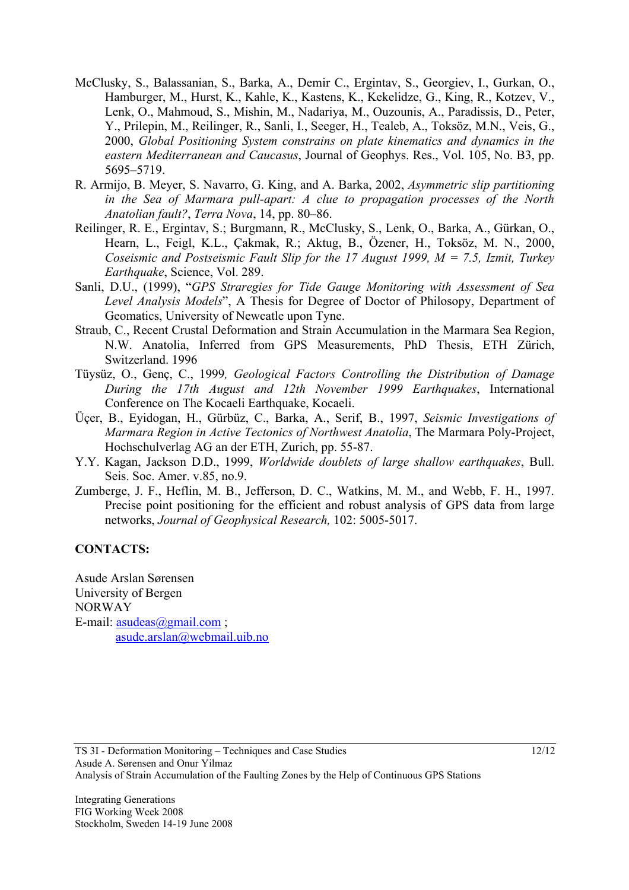McClusky, S., Balassanian, S., Barka, A., Demir C., Ergintav, S., Georgiev, I., Gurkan, O., Hamburger, M., Hurst, K., Kahle, K., Kastens, K., Kekelidze, G., King, R., Kotzev, V., Lenk, O., Mahmoud, S., Mishin, M., Nadariya, M., Ouzounis, A., Paradissis, D., Peter, Y., Prilepin, M., Reilinger, R., Sanli, I., Seeger, H., Tealeb, A., Toksöz, M.N., Veis, G., 2000, *Global Positioning System constrains on plate kinematics and dynamics in the eastern Mediterranean and Caucasus*, Journal of Geophys. Res., Vol. 105, No. B3, pp. 5695–5719.

R. Armijo, B. Meyer, S. Navarro, G. King, and A. Barka, 2002, *Asymmetric slip partitioning in the Sea of Marmara pull-apart: A clue to propagation processes of the North Anatolian fault?*, *Terra Nova*, 14, pp. 80–86.

Reilinger, R. E., Ergintav, S.; Burgmann, R., McClusky, S., Lenk, O., Barka, A., Gürkan, O., Hearn, L., Feigl, K.L., Çakmak, R.; Aktug, B., Özener, H., Toksöz, M. N., 2000, *Coseismic and Postseismic Fault Slip for the 17 August 1999, M = 7.5, Izmit, Turkey Earthquake*, Science, Vol. 289.

Sanli, D.U., (1999), "*GPS Straregies for Tide Gauge Monitoring with Assessment of Sea Level Analysis Models*", A Thesis for Degree of Doctor of Philosopy, Department of Geomatics, University of Newcatle upon Tyne.

Straub, C., Recent Crustal Deformation and Strain Accumulation in the Marmara Sea Region, N.W. Anatolia, Inferred from GPS Measurements, PhD Thesis, ETH Zürich, Switzerland. 1996

Tüysüz, O., Genç, C., 1999*, Geological Factors Controlling the Distribution of Damage During the 17th August and 12th November 1999 Earthquakes*, International Conference on The Kocaeli Earthquake, Kocaeli.

Üçer, B., Eyidogan, H., Gürbüz, C., Barka, A., Serif, B., 1997, *Seismic Investigations of Marmara Region in Active Tectonics of Northwest Anatolia*, The Marmara Poly-Project, Hochschulverlag AG an der ETH, Zurich, pp. 55-87.

Y.Y. Kagan, Jackson D.D., 1999, *Worldwide doublets of large shallow earthquakes*, Bull. Seis. Soc. Amer. v.85, no.9.

Zumberge, J. F., Heflin, M. B., Jefferson, D. C., Watkins, M. M., and Webb, F. H., 1997. Precise point positioning for the efficient and robust analysis of GPS data from large networks, *Journal of Geophysical Research,* 102: 5005-5017.

**CONTACTS:**

Asude Arslan Sørensen
University of Bergen
NORWAY
E-mail: asudeas@gmail.com ;
asude.arslan@webmail.uib.no